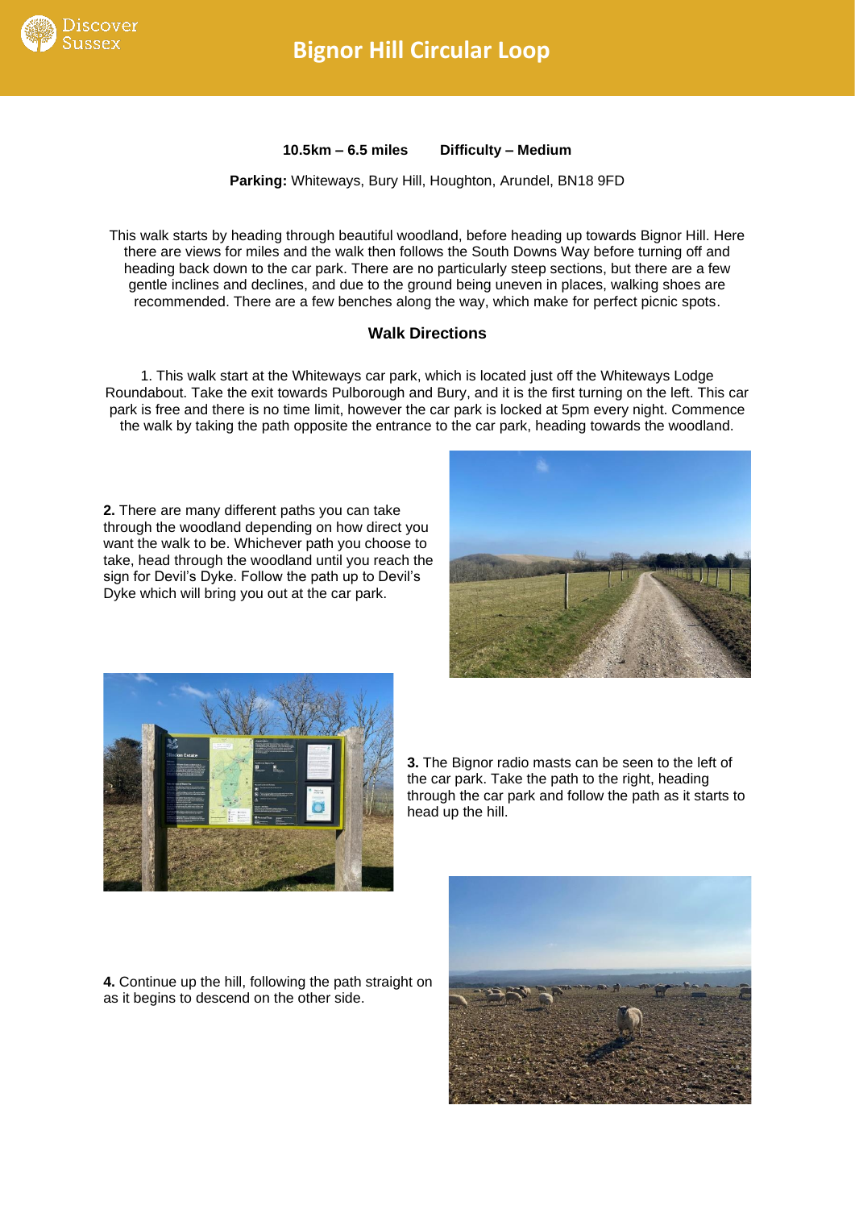# Bignor Hill Circular Loop

**10.5km – 6.5 miles** **Difficulty – Medium**

**Parking:** Whiteways, Bury Hill, Houghton, Arundel, BN18 9FD

This walk starts by heading through beautiful woodland, before heading up towards Bignor Hill. Here there are views for miles and the walk then follows the South Downs Way before turning off and heading back down to the car park. There are no particularly steep sections, but there are a few gentle inclines and declines, and due to the ground being uneven in places, walking shoes are recommended. There are a few benches along the way, which make for perfect picnic spots.

## Walk Directions

1. This walk start at the Whiteways car park, which is located just off the Whiteways Lodge Roundabout. Take the exit towards Pulborough and Bury, and it is the first turning on the left. This car park is free and there is no time limit, however the car park is locked at 5pm every night. Commence the walk by taking the path opposite the entrance to the car park, heading towards the woodland.

**2.** There are many different paths you can take through the woodland depending on how direct you want the walk to be. Whichever path you choose to take, head through the woodland until you reach the sign for Devil's Dyke. Follow the path up to Devil's Dyke which will bring you out at the car park.

**3.** The Bignor radio masts can be seen to the left of the car park. Take the path to the right, heading through the car park and follow the path as it starts to head up the hill.

**4.** Continue up the hill, following the path straight on as it begins to descend on the other side.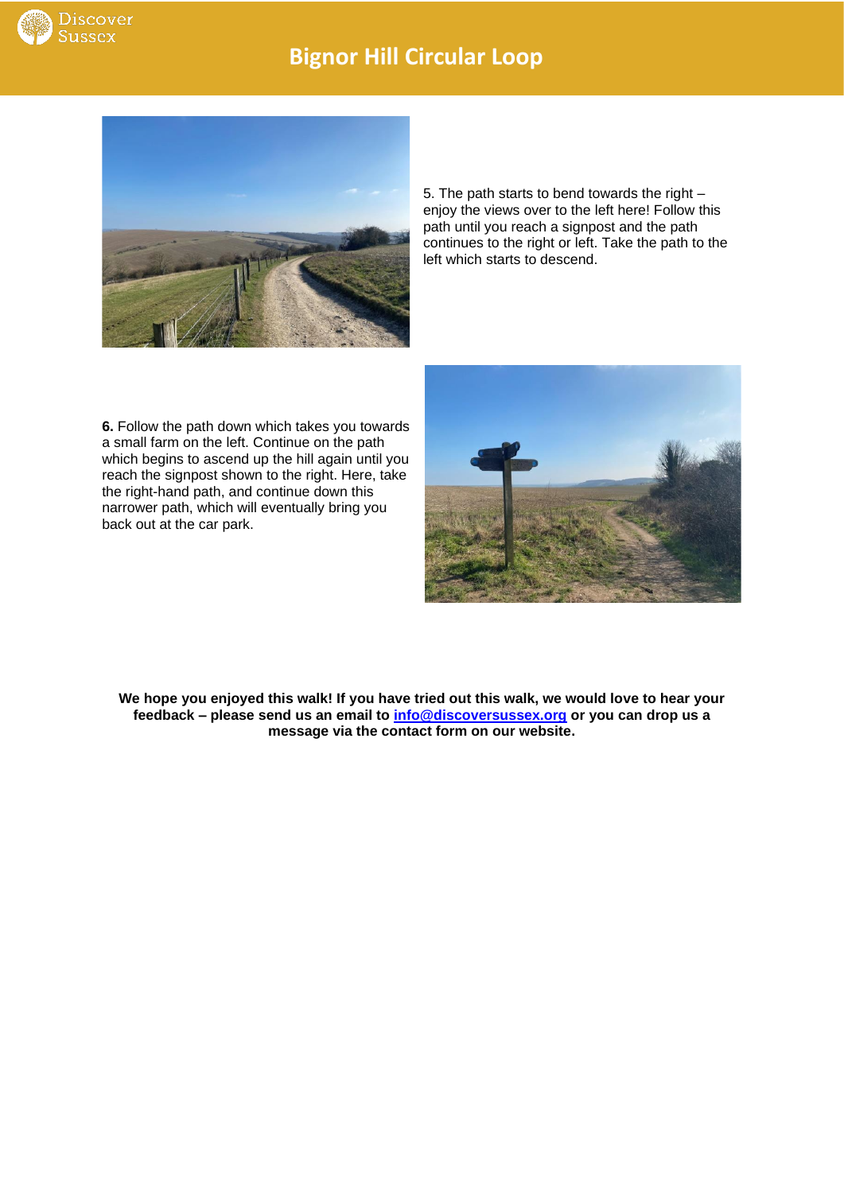# Bignor Hill Circular Loop

5. The path starts to bend towards the right – enjoy the views over to the left here! Follow this path until you reach a signpost and the path continues to the right or left. Take the path to the left which starts to descend.

**6.** Follow the path down which takes you towards a small farm on the left. Continue on the path which begins to ascend up the hill again until you reach the signpost shown to the right. Here, take the right-hand path, and continue down this narrower path, which will eventually bring you back out at the car park.

**We hope you enjoyed this walk! If you have tried out this walk, we would love to hear your feedback – please send us an email to info@discoversussex.org or you can drop us a message via the contact form on our website.**